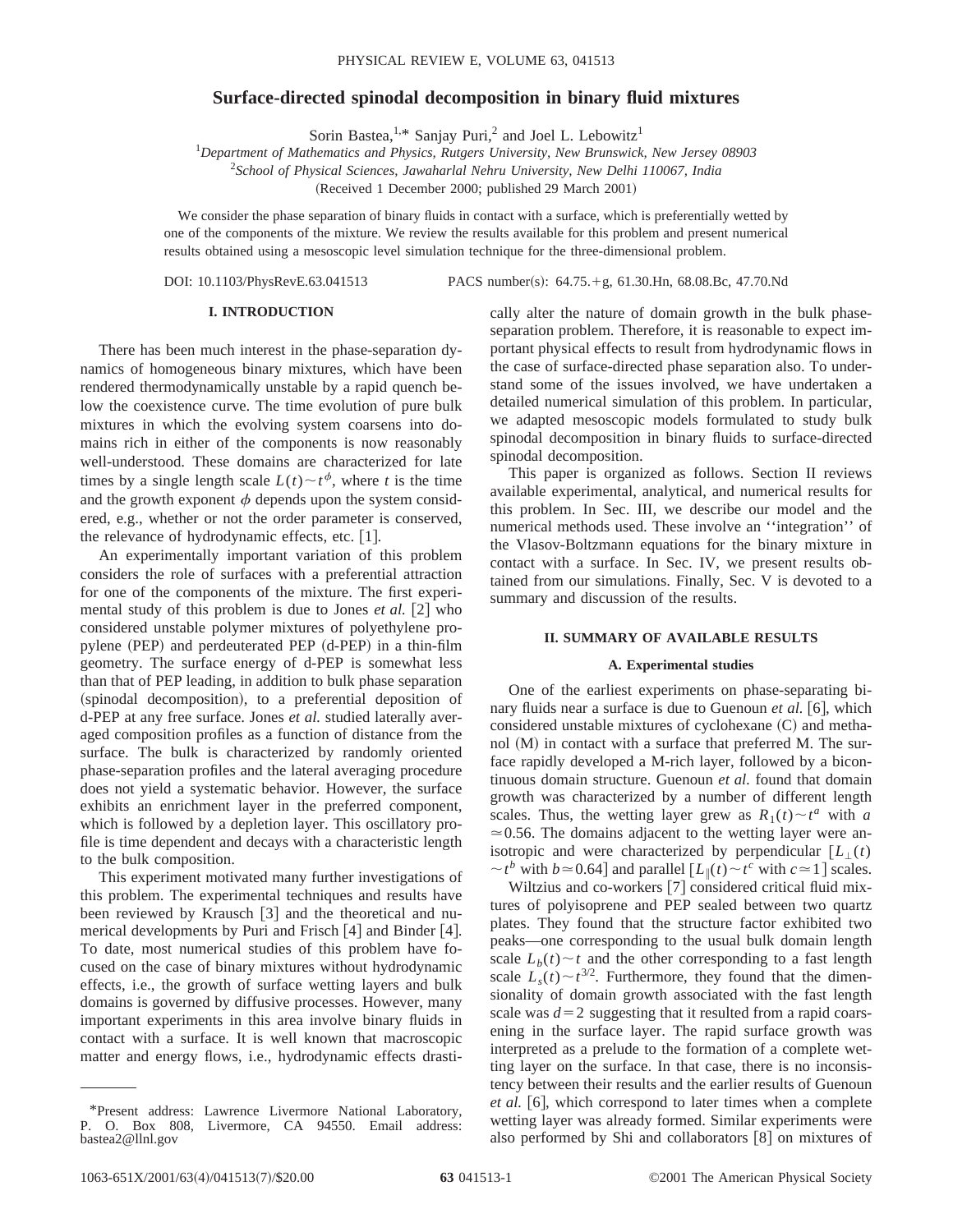# Surface-directed spinodal decomposition in binary fluid mixtures

Sorin Bastea,[1,*] Sanjay Puri,[2] and Joel L. Lebowitz[1]

[1]*Department of Mathematics and Physics, Rutgers University, New Brunswick, New Jersey 08903*
[2]*School of Physical Sciences, Jawaharlal Nehru University, New Delhi 110067, India*

(Received 1 December 2000; published 29 March 2001)

We consider the phase separation of binary fluids in contact with a surface, which is preferentially wetted by one of the components of the mixture. We review the results available for this problem and present numerical results obtained using a mesoscopic level simulation technique for the three-dimensional problem.

DOI: 10.1103/PhysRevE.63.041513 PACS number(s): 64.75.+g, 61.30.Hn, 68.08.Bc, 47.70.Nd

## I. INTRODUCTION

There has been much interest in the phase-separation dynamics of homogeneous binary mixtures, which have been rendered thermodynamically unstable by a rapid quench below the coexistence curve. The time evolution of pure bulk mixtures in which the evolving system coarsens into domains rich in either of the components is now reasonably well-understood. These domains are characterized for late times by a single length scale $L(t) \sim t^{\phi}$, where $t$ is the time and the growth exponent $\phi$ depends upon the system considered, e.g., whether or not the order parameter is conserved, the relevance of hydrodynamic effects, etc. [1].

An experimentally important variation of this problem considers the role of surfaces with a preferential attraction for one of the components of the mixture. The first experimental study of this problem is due to Jones *et al.* [2] who considered unstable polymer mixtures of polyethylene propylene (PEP) and perdeuterated PEP (d-PEP) in a thin-film geometry. The surface energy of d-PEP is somewhat less than that of PEP leading, in addition to bulk phase separation (spinodal decomposition), to a preferential deposition of d-PEP at any free surface. Jones *et al.* studied laterally averaged composition profiles as a function of distance from the surface. The bulk is characterized by randomly oriented phase-separation profiles and the lateral averaging procedure does not yield a systematic behavior. However, the surface exhibits an enrichment layer in the preferred component, which is followed by a depletion layer. This oscillatory profile is time dependent and decays with a characteristic length to the bulk composition.

This experiment motivated many further investigations of this problem. The experimental techniques and results have been reviewed by Krausch [3] and the theoretical and numerical developments by Puri and Frisch [4] and Binder [4]. To date, most numerical studies of this problem have focused on the case of binary mixtures without hydrodynamic effects, i.e., the growth of surface wetting layers and bulk domains is governed by diffusive processes. However, many important experiments in this area involve binary fluids in contact with a surface. It is well known that macroscopic matter and energy flows, i.e., hydrodynamic effects drastically alter the nature of domain growth in the bulk phase-separation problem. Therefore, it is reasonable to expect important physical effects to result from hydrodynamic flows in the case of surface-directed phase separation also. To understand some of the issues involved, we have undertaken a detailed numerical simulation of this problem. In particular, we adapted mesoscopic models formulated to study bulk spinodal decomposition in binary fluids to surface-directed spinodal decomposition.

This paper is organized as follows. Section II reviews available experimental, analytical, and numerical results for this problem. In Sec. III, we describe our model and the numerical methods used. These involve an "integration" of the Vlasov-Boltzmann equations for the binary mixture in contact with a surface. In Sec. IV, we present results obtained from our simulations. Finally, Sec. V is devoted to a summary and discussion of the results.

## II. SUMMARY OF AVAILABLE RESULTS

### A. Experimental studies

One of the earliest experiments on phase-separating binary fluids near a surface is due to Guenoun *et al.* [6], which considered unstable mixtures of cyclohexane (C) and methanol (M) in contact with a surface that preferred M. The surface rapidly developed a M-rich layer, followed by a bicontinuous domain structure. Guenoun *et al.* found that domain growth was characterized by a number of different length scales. Thus, the wetting layer grew as $R_1(t) \sim t^a$ with $a \simeq 0.56$. The domains adjacent to the wetting layer were anisotropic and were characterized by perpendicular [$L_{\perp}(t) \sim t^b$ with $b \simeq 0.64$] and parallel [$L_{\parallel}(t) \sim t^c$ with $c \simeq 1$] scales.

Wiltzius and co-workers [7] considered critical fluid mixtures of polyisoprene and PEP sealed between two quartz plates. They found that the structure factor exhibited two peaks—one corresponding to the usual bulk domain length scale $L_b(t) \sim t$ and the other corresponding to a fast length scale $L_s(t) \sim t^{3/2}$. Furthermore, they found that the dimensionality of domain growth associated with the fast length scale was $d=2$ suggesting that it resulted from a rapid coarsening in the surface layer. The rapid surface growth was interpreted as a prelude to the formation of a complete wetting layer on the surface. In that case, there is no inconsistency between their results and the earlier results of Guenoun *et al.* [6], which correspond to later times when a complete wetting layer was already formed. Similar experiments were also performed by Shi and collaborators [8] on mixtures of

*Present address: Lawrence Livermore National Laboratory, P. O. Box 808, Livermore, CA 94550. Email address: bastea2@llnl.gov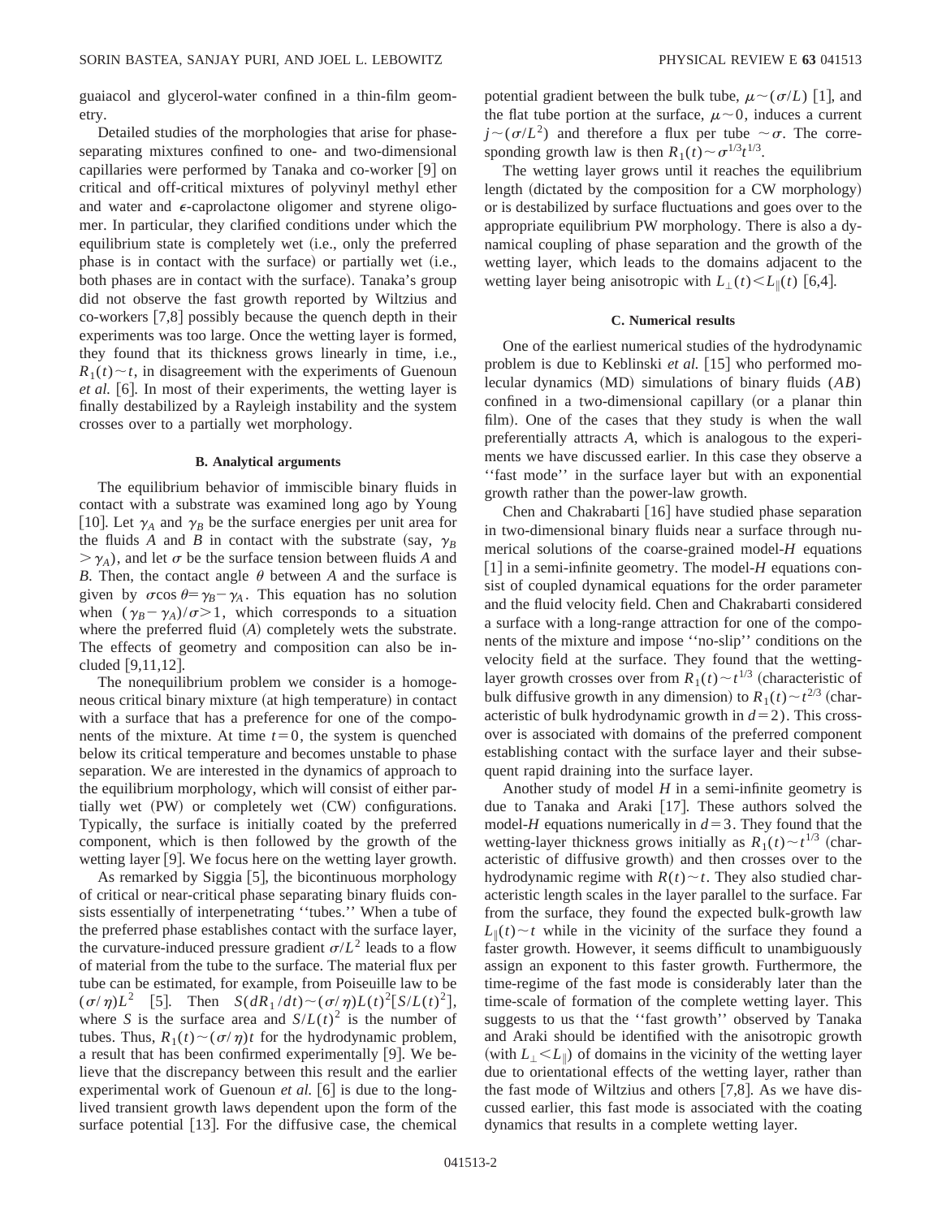guaiacol and glycerol-water confined in a thin-film geometry.

Detailed studies of the morphologies that arise for phase-separating mixtures confined to one- and two-dimensional capillaries were performed by Tanaka and co-worker [9] on critical and off-critical mixtures of polyvinyl methyl ether and water and $\epsilon$-caprolactone oligomer and styrene oligomer. In particular, they clarified conditions under which the equilibrium state is completely wet (i.e., only the preferred phase is in contact with the surface) or partially wet (i.e., both phases are in contact with the surface). Tanaka's group did not observe the fast growth reported by Wiltzius and co-workers [7,8] possibly because the quench depth in their experiments was too large. Once the wetting layer is formed, they found that its thickness grows linearly in time, i.e., $R_1(t) \sim t$, in disagreement with the experiments of Guenoun *et al.* [6]. In most of their experiments, the wetting layer is finally destabilized by a Rayleigh instability and the system crosses over to a partially wet morphology.

### B. Analytical arguments

The equilibrium behavior of immiscible binary fluids in contact with a substrate was examined long ago by Young [10]. Let $\gamma_A$ and $\gamma_B$ be the surface energies per unit area for the fluids $A$ and $B$ in contact with the substrate (say, $\gamma_B > \gamma_A$), and let $\sigma$ be the surface tension between fluids $A$ and $B$. Then, the contact angle $\theta$ between $A$ and the surface is given by $\sigma \cos\theta = \gamma_B - \gamma_A$. This equation has no solution when $(\gamma_B - \gamma_A)/\sigma > 1$, which corresponds to a situation where the preferred fluid ($A$) completely wets the substrate. The effects of geometry and composition can also be included [9,11,12].

The nonequilibrium problem we consider is a homogeneous critical binary mixture (at high temperature) in contact with a surface that has a preference for one of the components of the mixture. At time $t=0$, the system is quenched below its critical temperature and becomes unstable to phase separation. We are interested in the dynamics of approach to the equilibrium morphology, which will consist of either partially wet (PW) or completely wet (CW) configurations. Typically, the surface is initially coated by the preferred component, which is then followed by the growth of the wetting layer [9]. We focus here on the wetting layer growth.

As remarked by Siggia [5], the bicontinuous morphology of critical or near-critical phase separating binary fluids consists essentially of interpenetrating "tubes." When a tube of the preferred phase establishes contact with the surface layer, the curvature-induced pressure gradient $\sigma/L^2$ leads to a flow of material from the tube to the surface. The material flux per tube can be estimated, for example, from Poiseuille law to be $(\sigma/\eta)L^2$ [5]. Then $S(dR_1/dt) \sim (\sigma/\eta)L(t)^2[S/L(t)^2]$, where $S$ is the surface area and $S/L(t)^2$ is the number of tubes. Thus, $R_1(t) \sim (\sigma/\eta)t$ for the hydrodynamic problem, a result that has been confirmed experimentally [9]. We believe that the discrepancy between this result and the earlier experimental work of Guenoun *et al.* [6] is due to the long-lived transient growth laws dependent upon the form of the surface potential [13]. For the diffusive case, the chemical potential gradient between the bulk tube, $\mu \sim (\sigma/L)$ [1], and the flat tube portion at the surface, $\mu \sim 0$, induces a current $j \sim (\sigma/L^2)$ and therefore a flux per tube $\sim \sigma$. The corresponding growth law is then $R_1(t) \sim \sigma^{1/3} t^{1/3}$.

The wetting layer grows until it reaches the equilibrium length (dictated by the composition for a CW morphology) or is destabilized by surface fluctuations and goes over to the appropriate equilibrium PW morphology. There is also a dynamical coupling of phase separation and the growth of the wetting layer, which leads to the domains adjacent to the wetting layer being anisotropic with $L_\perp(t) < L_\parallel(t)$ [6,4].

### C. Numerical results

One of the earliest numerical studies of the hydrodynamic problem is due to Keblinski *et al.* [15] who performed molecular dynamics (MD) simulations of binary fluids ($AB$) confined in a two-dimensional capillary (or a planar thin film). One of the cases that they study is when the wall preferentially attracts $A$, which is analogous to the experiments we have discussed earlier. In this case they observe a "fast mode" in the surface layer but with an exponential growth rather than the power-law growth.

Chen and Chakrabarti [16] have studied phase separation in two-dimensional binary fluids near a surface through numerical solutions of the coarse-grained model-$H$ equations [1] in a semi-infinite geometry. The model-$H$ equations consist of coupled dynamical equations for the order parameter and the fluid velocity field. Chen and Chakrabarti considered a surface with a long-range attraction for one of the components of the mixture and impose "no-slip" conditions on the velocity field at the surface. They found that the wetting-layer growth crosses over from $R_1(t) \sim t^{1/3}$ (characteristic of bulk diffusive growth in any dimension) to $R_1(t) \sim t^{2/3}$ (characteristic of bulk hydrodynamic growth in $d=2$). This crossover is associated with domains of the preferred component establishing contact with the surface layer and their subsequent rapid draining into the surface layer.

Another study of model $H$ in a semi-infinite geometry is due to Tanaka and Araki [17]. These authors solved the model-$H$ equations numerically in $d=3$. They found that the wetting-layer thickness grows initially as $R_1(t) \sim t^{1/3}$ (characteristic of diffusive growth) and then crosses over to the hydrodynamic regime with $R(t) \sim t$. They also studied characteristic length scales in the layer parallel to the surface. Far from the surface, they found the expected bulk-growth law $L_\parallel(t) \sim t$ while in the vicinity of the surface they found a faster growth. However, it seems difficult to unambiguously assign an exponent to this faster growth. Furthermore, the time-regime of the fast mode is considerably later than the time-scale of formation of the complete wetting layer. This suggests to us that the "fast growth" observed by Tanaka and Araki should be identified with the anisotropic growth (with $L_\perp < L_\parallel$) of domains in the vicinity of the wetting layer due to orientational effects of the wetting layer, rather than the fast mode of Wiltzius and others [7,8]. As we have discussed earlier, this fast mode is associated with the coating dynamics that results in a complete wetting layer.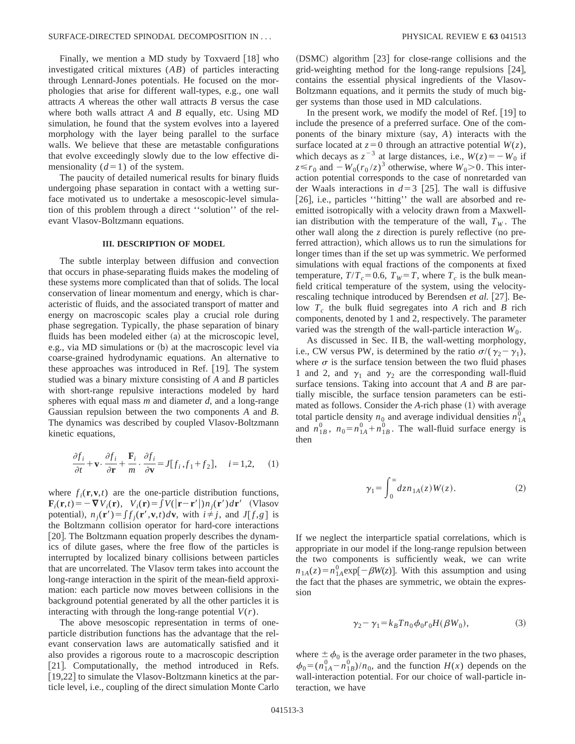Finally, we mention a MD study by Toxvaerd [18] who investigated critical mixtures ($AB$) of particles interacting through Lennard-Jones potentials. He focused on the morphologies that arise for different wall-types, e.g., one wall attracts $A$ whereas the other wall attracts $B$ versus the case where both walls attract $A$ and $B$ equally, etc. Using MD simulation, he found that the system evolves into a layered morphology with the layer being parallel to the surface walls. We believe that these are metastable configurations that evolve exceedingly slowly due to the low effective dimensionality ($d=1$) of the system.

The paucity of detailed numerical results for binary fluids undergoing phase separation in contact with a wetting surface motivated us to undertake a mesoscopic-level simulation of this problem through a direct ''solution'' of the relevant Vlasov-Boltzmann equations.

### III. DESCRIPTION OF MODEL

The subtle interplay between diffusion and convection that occurs in phase-separating fluids makes the modeling of these systems more complicated than that of solids. The local conservation of linear momentum and energy, which is characteristic of fluids, and the associated transport of matter and energy on macroscopic scales play a crucial role during phase segregation. Typically, the phase separation of binary fluids has been modeled either (a) at the microscopic level, e.g., via MD simulations or (b) at the macroscopic level via coarse-grained hydrodynamic equations. An alternative to these approaches was introduced in Ref. [19]. The system studied was a binary mixture consisting of $A$ and $B$ particles with short-range repulsive interactions modeled by hard spheres with equal mass $m$ and diameter $d$, and a long-range Gaussian repulsion between the two components $A$ and $B$. The dynamics was described by coupled Vlasov-Boltzmann kinetic equations,

$$\frac{\partial f_i}{\partial t}+\mathbf{v}\cdot\frac{\partial f_i}{\partial \mathbf{r}}+\frac{\mathbf{F}_i}{m}\cdot\frac{\partial f_i}{\partial \mathbf{v}}=J[f_i,f_1+f_2],\quad i=1,2,\qquad(1)$$

where $f_i(\mathbf{r},\mathbf{v},t)$ are the one-particle distribution functions, $\mathbf{F}_i(\mathbf{r},t)=-\boldsymbol{\nabla}V_i(\mathbf{r})$, $V_i(\mathbf{r})=\int V(|\mathbf{r}-\mathbf{r}'|)n_j(\mathbf{r}')d\mathbf{r}'$ (Vlasov potential), $n_j(\mathbf{r}')=\int f_j(\mathbf{r}',\mathbf{v},t)d\mathbf{v}$, with $i\neq j$, and $J[f,g]$ is the Boltzmann collision operator for hard-core interactions [20]. The Boltzmann equation properly describes the dynamics of dilute gases, where the free flow of the particles is interrupted by localized binary collisions between particles that are uncorrelated. The Vlasov term takes into account the long-range interaction in the spirit of the mean-field approximation: each particle now moves between collisions in the background potential generated by all the other particles it is interacting with through the long-range potential $V(r)$.

The above mesoscopic representation in terms of one-particle distribution functions has the advantage that the relevant conservation laws are automatically satisfied and it also provides a rigorous route to a macroscopic description [21]. Computationally, the method introduced in Refs. [19,22] to simulate the Vlasov-Boltzmann kinetics at the particle level, i.e., coupling of the direct simulation Monte Carlo (DSMC) algorithm [23] for close-range collisions and the grid-weighting method for the long-range repulsions [24], contains the essential physical ingredients of the Vlasov-Boltzmann equations, and it permits the study of much bigger systems than those used in MD calculations.

In the present work, we modify the model of Ref. [19] to include the presence of a preferred surface. One of the components of the binary mixture (say, $A$) interacts with the surface located at $z=0$ through an attractive potential $W(z)$, which decays as $z^{-3}$ at large distances, i.e., $W(z)=-W_0$ if $z\leqslant r_0$ and $-W_0(r_0/z)^3$ otherwise, where $W_0>0$. This interaction potential corresponds to the case of nonretarded van der Waals interactions in $d=3$ [25]. The wall is diffusive [26], i.e., particles ''hitting'' the wall are absorbed and reemitted isotropically with a velocity drawn from a Maxwellian distribution with the temperature of the wall, $T_W$. The other wall along the $z$ direction is purely reflective (no preferred attraction), which allows us to run the simulations for longer times than if the set up was symmetric. We performed simulations with equal fractions of the components at fixed temperature, $T/T_c=0.6$, $T_W=T$, where $T_c$ is the bulk mean-field critical temperature of the system, using the velocity-rescaling technique introduced by Berendsen *et al.* [27]. Below $T_c$ the bulk fluid segregates into $A$ rich and $B$ rich components, denoted by 1 and 2, respectively. The parameter varied was the strength of the wall-particle interaction $W_0$.

As discussed in Sec. II B, the wall-wetting morphology, i.e., CW versus PW, is determined by the ratio $\sigma/(\gamma_2-\gamma_1)$, where $\sigma$ is the surface tension between the two fluid phases 1 and 2, and $\gamma_1$ and $\gamma_2$ are the corresponding wall-fluid surface tensions. Taking into account that $A$ and $B$ are partially miscible, the surface tension parameters can be estimated as follows. Consider the $A$-rich phase (1) with average total particle density $n_0$ and average individual densities $n_{1A}^0$ and $n_{1B}^0$, $n_0=n_{1A}^0+n_{1B}^0$. The wall-fluid surface energy is then

$$\gamma_1=\int_0^\infty dz\, n_{1A}(z)W(z).\qquad(2)$$

If we neglect the interparticle spatial correlations, which is appropriate in our model if the long-range repulsion between the two components is sufficiently weak, we can write $n_{1A}(z)=n_{1A}^0\exp[-\beta W(z)]$. With this assumption and using the fact that the phases are symmetric, we obtain the expression

$$\gamma_2-\gamma_1=k_BTn_0\phi_0r_0H(\beta W_0),\qquad(3)$$

where $\pm\phi_0$ is the average order parameter in the two phases, $\phi_0=(n_{1A}^0-n_{1B}^0)/n_0$, and the function $H(x)$ depends on the wall-interaction potential. For our choice of wall-particle interaction, we have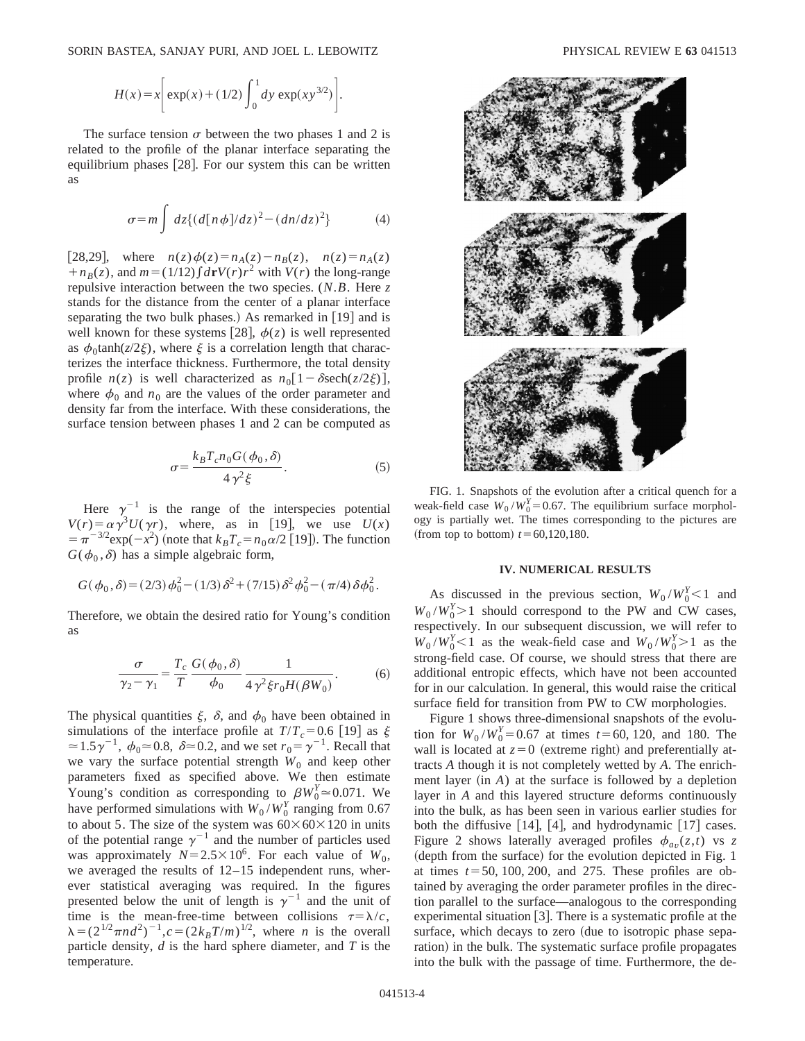$$H(x)=x\left[\exp(x)+(1/2)\int_0^1 dy\,\exp(xy^{3/2})\right].$$

The surface tension $\sigma$ between the two phases 1 and 2 is related to the profile of the planar interface separating the equilibrium phases [28]. For our system this can be written as

$$\sigma=m\int dz\{(d[n\phi]/dz)^2-(dn/dz)^2\} \tag{4}$$

[28,29], where $n(z)\phi(z)=n_A(z)-n_B(z)$, $n(z)=n_A(z)+n_B(z)$, and $m=(1/12)\int d\mathbf{r}V(r)r^2$ with $V(r)$ the long-range repulsive interaction between the two species. (*N.B.* Here $z$ stands for the distance from the center of a planar interface separating the two bulk phases.) As remarked in [19] and is well known for these systems [28], $\phi(z)$ is well represented as $\phi_0\tanh(z/2\xi)$, where $\xi$ is a correlation length that characterizes the interface thickness. Furthermore, the total density profile $n(z)$ is well characterized as $n_0[1-\delta\mathrm{sech}(z/2\xi)]$, where $\phi_0$ and $n_0$ are the values of the order parameter and density far from the interface. With these considerations, the surface tension between phases 1 and 2 can be computed as

$$\sigma=\frac{k_BT_cn_0G(\phi_0,\delta)}{4\gamma^2\xi}. \tag{5}$$

Here $\gamma^{-1}$ is the range of the interspecies potential $V(r)=\alpha\gamma^3U(\gamma r)$, where, as in [19], we use $U(x)=\pi^{-3/2}\exp(-x^2)$ (note that $k_BT_c=n_0\alpha/2$ [19]). The function $G(\phi_0,\delta)$ has a simple algebraic form,

$$G(\phi_0,\delta)=(2/3)\phi_0^2-(1/3)\delta^2+(7/15)\delta^2\phi_0^2-(\pi/4)\delta\phi_0^2.$$

Therefore, we obtain the desired ratio for Young's condition as

$$\frac{\sigma}{\gamma_2-\gamma_1}=\frac{T_c}{T}\frac{G(\phi_0,\delta)}{\phi_0}\frac{1}{4\gamma^2\xi r_0H(\beta W_0)}. \tag{6}$$

The physical quantities $\xi$, $\delta$, and $\phi_0$ have been obtained in simulations of the interface profile at $T/T_c=0.6$ [19] as $\xi\simeq1.5\gamma^{-1}$, $\phi_0\simeq0.8$, $\delta\simeq0.2$, and we set $r_0=\gamma^{-1}$. Recall that we vary the surface potential strength $W_0$ and keep other parameters fixed as specified above. We then estimate Young's condition as corresponding to $\beta W_0^Y\simeq0.071$. We have performed simulations with $W_0/W_0^Y$ ranging from 0.67 to about 5. The size of the system was $60\times60\times120$ in units of the potential range $\gamma^{-1}$ and the number of particles used was approximately $N=2.5\times10^6$. For each value of $W_0$, we averaged the results of 12–15 independent runs, wherever statistical averaging was required. In the figures presented below the unit of length is $\gamma^{-1}$ and the unit of time is the mean-free-time between collisions $\tau=\lambda/c$, $\lambda=(2^{1/2}\pi nd^2)^{-1}$, $c=(2k_BT/m)^{1/2}$, where $n$ is the overall particle density, $d$ is the hard sphere diameter, and $T$ is the temperature.

FIG. 1. Snapshots of the evolution after a critical quench for a weak-field case $W_0/W_0^Y=0.67$. The equilibrium surface morphology is partially wet. The times corresponding to the pictures are (from top to bottom) $t=60,120,180$.

## IV. NUMERICAL RESULTS

As discussed in the previous section, $W_0/W_0^Y<1$ and $W_0/W_0^Y>1$ should correspond to the PW and CW cases, respectively. In our subsequent discussion, we will refer to $W_0/W_0^Y<1$ as the weak-field case and $W_0/W_0^Y>1$ as the strong-field case. Of course, we should stress that there are additional entropic effects, which have not been accounted for in our calculation. In general, this would raise the critical surface field for transition from PW to CW morphologies.

Figure 1 shows three-dimensional snapshots of the evolution for $W_0/W_0^Y=0.67$ at times $t=60$, 120, and 180. The wall is located at $z=0$ (extreme right) and preferentially attracts $A$ though it is not completely wetted by $A$. The enrichment layer (in $A$) at the surface is followed by a depletion layer in $A$ and this layered structure deforms continuously into the bulk, as has been seen in various earlier studies for both the diffusive [14], [4], and hydrodynamic [17] cases. Figure 2 shows laterally averaged profiles $\phi_{av}(z,t)$ vs $z$ (depth from the surface) for the evolution depicted in Fig. 1 at times $t=50$, 100, 200, and 275. These profiles are obtained by averaging the order parameter profiles in the direction parallel to the surface—analogous to the corresponding experimental situation [3]. There is a systematic profile at the surface, which decays to zero (due to isotropic phase separation) in the bulk. The systematic surface profile propagates into the bulk with the passage of time. Furthermore, the de-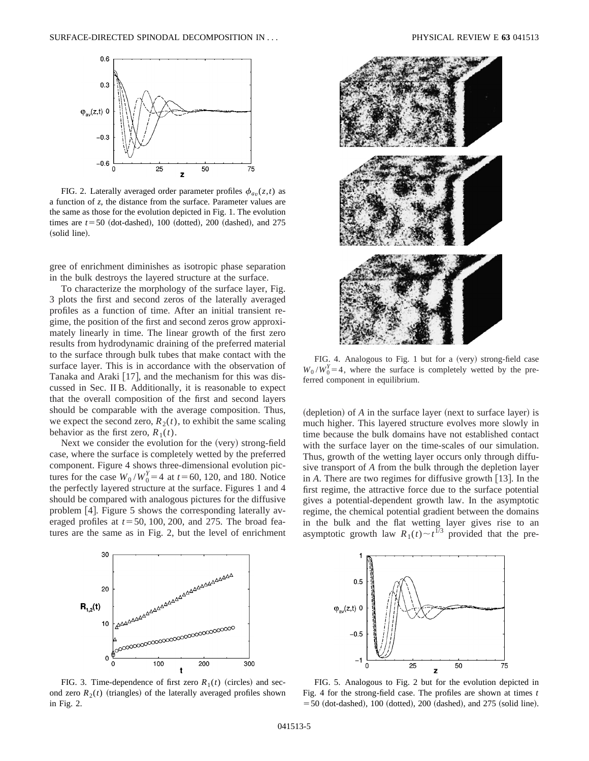FIG. 2. Laterally averaged order parameter profiles $\phi_{av}(z,t)$ as a function of $z$, the distance from the surface. Parameter values are the same as those for the evolution depicted in Fig. 1. The evolution times are $t=50$ (dot-dashed), 100 (dotted), 200 (dashed), and 275 (solid line).

gree of enrichment diminishes as isotropic phase separation in the bulk destroys the layered structure at the surface.

To characterize the morphology of the surface layer, Fig. 3 plots the first and second zeros of the laterally averaged profiles as a function of time. After an initial transient regime, the position of the first and second zeros grow approximately linearly in time. The linear growth of the first zero results from hydrodynamic draining of the preferred material to the surface through bulk tubes that make contact with the surface layer. This is in accordance with the observation of Tanaka and Araki [17], and the mechanism for this was discussed in Sec. II B. Additionally, it is reasonable to expect that the overall composition of the first and second layers should be comparable with the average composition. Thus, we expect the second zero, $R_2(t)$, to exhibit the same scaling behavior as the first zero, $R_1(t)$.

Next we consider the evolution for the (very) strong-field case, where the surface is completely wetted by the preferred component. Figure 4 shows three-dimensional evolution pictures for the case $W_0/W_0^Y=4$ at $t=60$, 120, and 180. Notice the perfectly layered structure at the surface. Figures 1 and 4 should be compared with analogous pictures for the diffusive problem [4]. Figure 5 shows the corresponding laterally averaged profiles at $t=50$, 100, 200, and 275. The broad features are the same as in Fig. 2, but the level of enrichment (depletion) of $A$ in the surface layer (next to surface layer) is much higher. This layered structure evolves more slowly in time because the bulk domains have not established contact with the surface layer on the time-scales of our simulation. Thus, growth of the wetting layer occurs only through diffusive transport of $A$ from the bulk through the depletion layer in $A$. There are two regimes for diffusive growth [13]. In the first regime, the attractive force due to the surface potential gives a potential-dependent growth law. In the asymptotic regime, the chemical potential gradient between the domains in the bulk and the flat wetting layer gives rise to an asymptotic growth law $R_1(t)\sim t^{1/3}$ provided that the pre-

FIG. 3. Time-dependence of first zero $R_1(t)$ (circles) and second zero $R_2(t)$ (triangles) of the laterally averaged profiles shown in Fig. 2.

FIG. 4. Analogous to Fig. 1 but for a (very) strong-field case $W_0/W_0^Y=4$, where the surface is completely wetted by the preferred component in equilibrium.

FIG. 5. Analogous to Fig. 2 but for the evolution depicted in Fig. 4 for the strong-field case. The profiles are shown at times $t=50$ (dot-dashed), 100 (dotted), 200 (dashed), and 275 (solid line).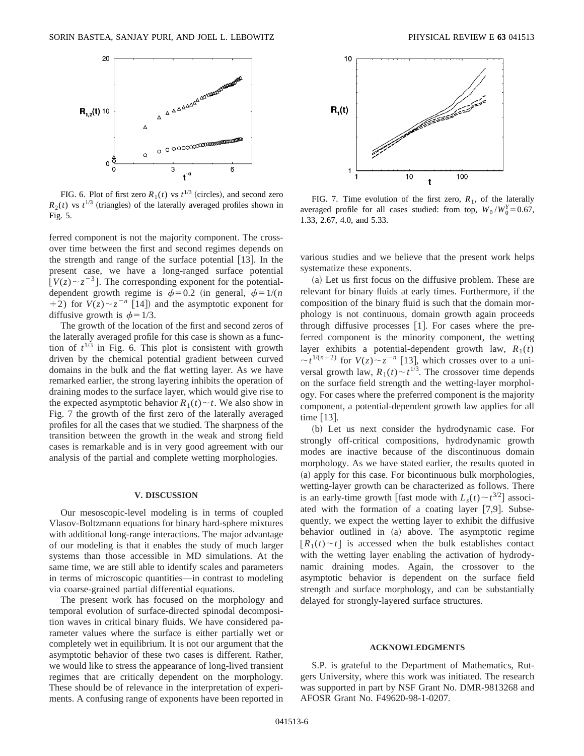20

$R_{1,2}(t)$ 10

0

0 3 6

$t^{1/3}$

FIG. 6. Plot of first zero $R_1(t)$ vs $t^{1/3}$ (circles), and second zero $R_2(t)$ vs $t^{1/3}$ (triangles) of the laterally averaged profiles shown in Fig. 5.

10

$R_1(t)$

1

1 10 100

$t$

FIG. 7. Time evolution of the first zero, $R_1$, of the laterally averaged profile for all cases studied: from top, $W_0/W_0^Y=0.67$, 1.33, 2.67, 4.0, and 5.33.

ferred component is not the majority component. The crossover time between the first and second regimes depends on the strength and range of the surface potential [13]. In the present case, we have a long-ranged surface potential [$V(z)\sim z^{-3}$]. The corresponding exponent for the potential-dependent growth regime is $\phi=0.2$ (in general, $\phi=1/(n+2)$ for $V(z)\sim z^{-n}$ [14]) and the asymptotic exponent for diffusive growth is $\phi=1/3$.

The growth of the location of the first and second zeros of the laterally averaged profile for this case is shown as a function of $t^{1/3}$ in Fig. 6. This plot is consistent with growth driven by the chemical potential gradient between curved domains in the bulk and the flat wetting layer. As we have remarked earlier, the strong layering inhibits the operation of draining modes to the surface layer, which would give rise to the expected asymptotic behavior $R_1(t)\sim t$. We also show in Fig. 7 the growth of the first zero of the laterally averaged profiles for all the cases that we studied. The sharpness of the transition between the growth in the weak and strong field cases is remarkable and is in very good agreement with our analysis of the partial and complete wetting morphologies.

## V. DISCUSSION

Our mesoscopic-level modeling is in terms of coupled Vlasov-Boltzmann equations for binary hard-sphere mixtures with additional long-range interactions. The major advantage of our modeling is that it enables the study of much larger systems than those accessible in MD simulations. At the same time, we are still able to identify scales and parameters in terms of microscopic quantities—in contrast to modeling via coarse-grained partial differential equations.

The present work has focused on the morphology and temporal evolution of surface-directed spinodal decomposition waves in critical binary fluids. We have considered parameter values where the surface is either partially wet or completely wet in equilibrium. It is not our argument that the asymptotic behavior of these two cases is different. Rather, we would like to stress the appearance of long-lived transient regimes that are critically dependent on the morphology. These should be of relevance in the interpretation of experiments. A confusing range of exponents have been reported in various studies and we believe that the present work helps systematize these exponents.

(a) Let us first focus on the diffusive problem. These are relevant for binary fluids at early times. Furthermore, if the composition of the binary fluid is such that the domain morphology is not continuous, domain growth again proceeds through diffusive processes [1]. For cases where the preferred component is the minority component, the wetting layer exhibits a potential-dependent growth law, $R_1(t)\sim t^{1/(n+2)}$ for $V(z)\sim z^{-n}$ [13], which crosses over to a universal growth law, $R_1(t)\sim t^{1/3}$. The crossover time depends on the surface field strength and the wetting-layer morphology. For cases where the preferred component is the majority component, a potential-dependent growth law applies for all time [13].

(b) Let us next consider the hydrodynamic case. For strongly off-critical compositions, hydrodynamic growth modes are inactive because of the discontinuous domain morphology. As we have stated earlier, the results quoted in (a) apply for this case. For bicontinuous bulk morphologies, wetting-layer growth can be characterized as follows. There is an early-time growth [fast mode with $L_s(t)\sim t^{3/2}$] associated with the formation of a coating layer [7,9]. Subsequently, we expect the wetting layer to exhibit the diffusive behavior outlined in (a) above. The asymptotic regime [$R_1(t)\sim t$] is accessed when the bulk establishes contact with the wetting layer enabling the activation of hydrodynamic draining modes. Again, the crossover to the asymptotic behavior is dependent on the surface field strength and surface morphology, and can be substantially delayed for strongly-layered surface structures.

## ACKNOWLEDGMENTS

S.P. is grateful to the Department of Mathematics, Rutgers University, where this work was initiated. The research was supported in part by NSF Grant No. DMR-9813268 and AFOSR Grant No. F49620-98-1-0207.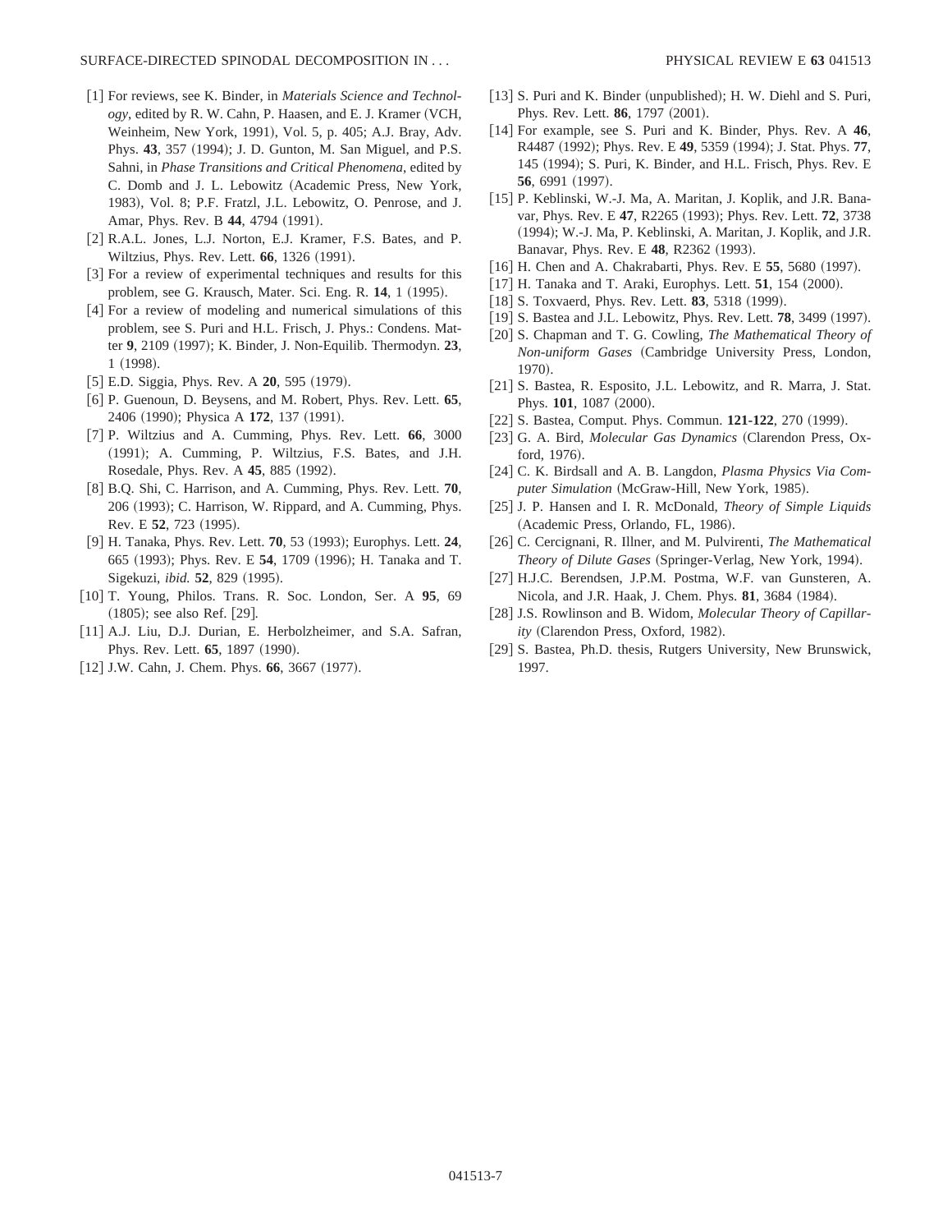[1] For reviews, see K. Binder, in *Materials Science and Technology*, edited by R. W. Cahn, P. Haasen, and E. J. Kramer (VCH, Weinheim, New York, 1991), Vol. 5, p. 405; A.J. Bray, Adv. Phys. **43**, 357 (1994); J. D. Gunton, M. San Miguel, and P.S. Sahni, in *Phase Transitions and Critical Phenomena*, edited by C. Domb and J. L. Lebowitz (Academic Press, New York, 1983), Vol. 8; P.F. Fratzl, J.L. Lebowitz, O. Penrose, and J. Amar, Phys. Rev. B **44**, 4794 (1991).

[2] R.A.L. Jones, L.J. Norton, E.J. Kramer, F.S. Bates, and P. Wiltzius, Phys. Rev. Lett. **66**, 1326 (1991).

[3] For a review of experimental techniques and results for this problem, see G. Krausch, Mater. Sci. Eng. R. **14**, 1 (1995).

[4] For a review of modeling and numerical simulations of this problem, see S. Puri and H.L. Frisch, J. Phys.: Condens. Matter **9**, 2109 (1997); K. Binder, J. Non-Equilib. Thermodyn. **23**, 1 (1998).

[5] E.D. Siggia, Phys. Rev. A **20**, 595 (1979).

[6] P. Guenoun, D. Beysens, and M. Robert, Phys. Rev. Lett. **65**, 2406 (1990); Physica A **172**, 137 (1991).

[7] P. Wiltzius and A. Cumming, Phys. Rev. Lett. **66**, 3000 (1991); A. Cumming, P. Wiltzius, F.S. Bates, and J.H. Rosedale, Phys. Rev. A **45**, 885 (1992).

[8] B.Q. Shi, C. Harrison, and A. Cumming, Phys. Rev. Lett. **70**, 206 (1993); C. Harrison, W. Rippard, and A. Cumming, Phys. Rev. E **52**, 723 (1995).

[9] H. Tanaka, Phys. Rev. Lett. **70**, 53 (1993); Europhys. Lett. **24**, 665 (1993); Phys. Rev. E **54**, 1709 (1996); H. Tanaka and T. Sigekuzi, *ibid.* **52**, 829 (1995).

[10] T. Young, Philos. Trans. R. Soc. London, Ser. A **95**, 69 (1805); see also Ref. [29].

[11] A.J. Liu, D.J. Durian, E. Herbolzheimer, and S.A. Safran, Phys. Rev. Lett. **65**, 1897 (1990).

[12] J.W. Cahn, J. Chem. Phys. **66**, 3667 (1977).

[13] S. Puri and K. Binder (unpublished); H. W. Diehl and S. Puri, Phys. Rev. Lett. **86**, 1797 (2001).

[14] For example, see S. Puri and K. Binder, Phys. Rev. A **46**, R4487 (1992); Phys. Rev. E **49**, 5359 (1994); J. Stat. Phys. **77**, 145 (1994); S. Puri, K. Binder, and H.L. Frisch, Phys. Rev. E **56**, 6991 (1997).

[15] P. Keblinski, W.-J. Ma, A. Maritan, J. Koplik, and J.R. Banavar, Phys. Rev. E **47**, R2265 (1993); Phys. Rev. Lett. **72**, 3738 (1994); W.-J. Ma, P. Keblinski, A. Maritan, J. Koplik, and J.R. Banavar, Phys. Rev. E **48**, R2362 (1993).

[16] H. Chen and A. Chakrabarti, Phys. Rev. E **55**, 5680 (1997).

[17] H. Tanaka and T. Araki, Europhys. Lett. **51**, 154 (2000).

[18] S. Toxvaerd, Phys. Rev. Lett. **83**, 5318 (1999).

[19] S. Bastea and J.L. Lebowitz, Phys. Rev. Lett. **78**, 3499 (1997).

[20] S. Chapman and T. G. Cowling, *The Mathematical Theory of Non-uniform Gases* (Cambridge University Press, London, 1970).

[21] S. Bastea, R. Esposito, J.L. Lebowitz, and R. Marra, J. Stat. Phys. **101**, 1087 (2000).

[22] S. Bastea, Comput. Phys. Commun. **121-122**, 270 (1999).

[23] G. A. Bird, *Molecular Gas Dynamics* (Clarendon Press, Oxford, 1976).

[24] C. K. Birdsall and A. B. Langdon, *Plasma Physics Via Computer Simulation* (McGraw-Hill, New York, 1985).

[25] J. P. Hansen and I. R. McDonald, *Theory of Simple Liquids* (Academic Press, Orlando, FL, 1986).

[26] C. Cercignani, R. Illner, and M. Pulvirenti, *The Mathematical Theory of Dilute Gases* (Springer-Verlag, New York, 1994).

[27] H.J.C. Berendsen, J.P.M. Postma, W.F. van Gunsteren, A. Nicola, and J.R. Haak, J. Chem. Phys. **81**, 3684 (1984).

[28] J.S. Rowlinson and B. Widom, *Molecular Theory of Capillarity* (Clarendon Press, Oxford, 1982).

[29] S. Bastea, Ph.D. thesis, Rutgers University, New Brunswick, 1997.